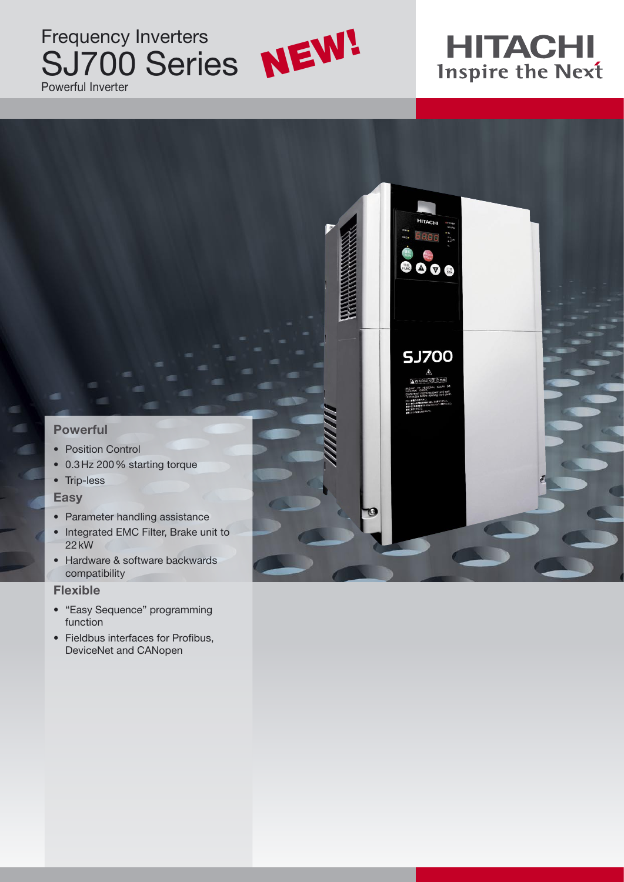Frequency Inverters

# SJ700 Series

NEW!

Powerful Inverter

HITACHI
Inspire the Next

### Powerful

- Position Control
- 0.3 Hz 200 % starting torque
- Trip-less

### Easy

- Parameter handling assistance
- Integrated EMC Filter, Brake unit to 22 kW
- Hardware & software backwards compatibility

### Flexible

- "Easy Sequence" programming function
- Fieldbus interfaces for Profibus, DeviceNet and CANopen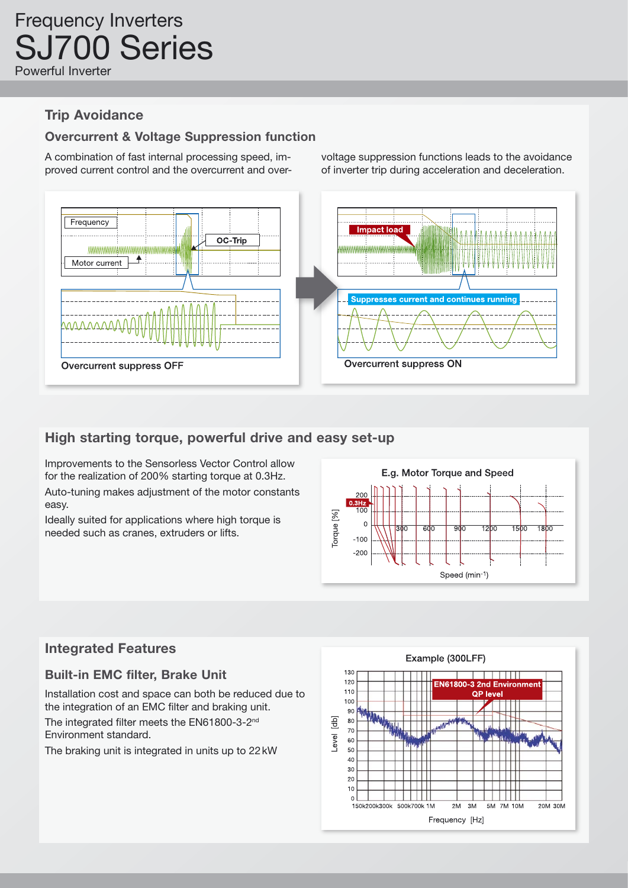# Frequency Inverters
# SJ700 Series
Powerful Inverter

## Trip Avoidance

### Overcurrent & Voltage Suppression function

A combination of fast internal processing speed, improved current control and the overcurrent and overvoltage suppression functions leads to the avoidance of inverter trip during acceleration and deceleration.

Frequency

Motor current

OC-Trip

Overcurrent suppress OFF

Impact load

Suppresses current and continues running

Overcurrent suppress ON

## High starting torque, powerful drive and easy set-up

Improvements to the Sensorless Vector Control allow for the realization of 200% starting torque at 0.3Hz.

Auto-tuning makes adjustment of the motor constants easy.

Ideally suited for applications where high torque is needed such as cranes, extruders or lifts.

E.g. Motor Torque and Speed

## Integrated Features

### Built-in EMC filter, Brake Unit

Installation cost and space can both be reduced due to the integration of an EMC filter and braking unit.

The integrated filter meets the EN61800-3-2nd Environment standard.

The braking unit is integrated in units up to 22 kW

Example (300LFF)

EN61800-3 2nd Environment QP level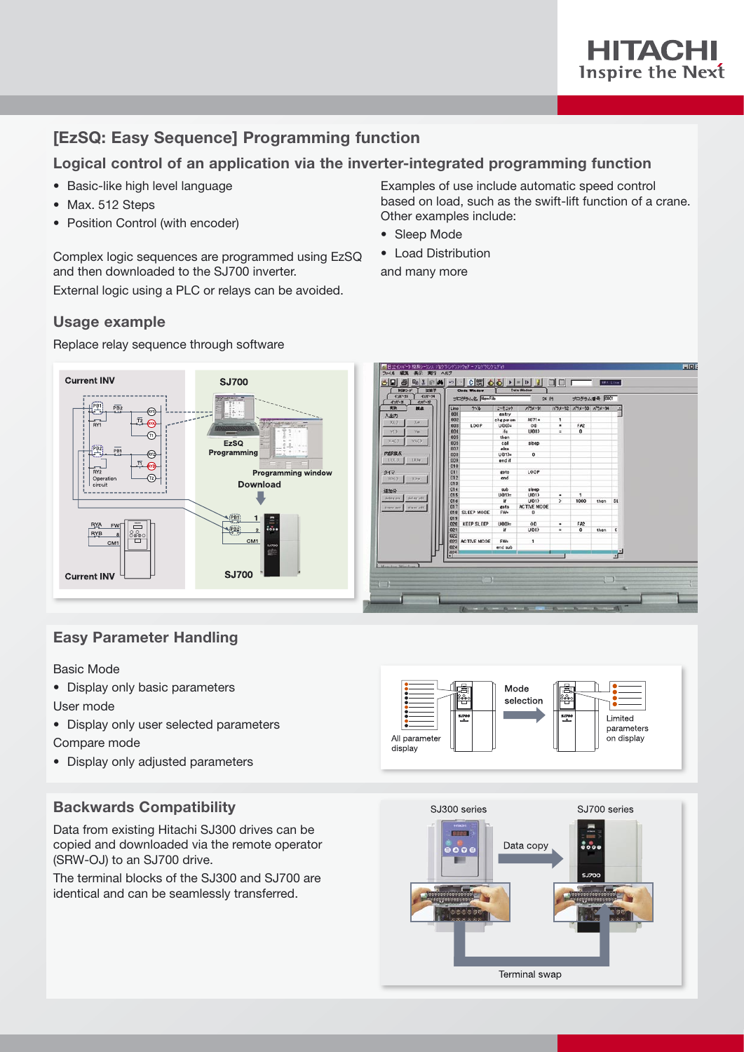## [EzSQ: Easy Sequence] Programming function

### Logical control of an application via the inverter-integrated programming function

- Basic-like high level language
- Max. 512 Steps
- Position Control (with encoder)

Complex logic sequences are programmed using EzSQ and then downloaded to the SJ700 inverter.

External logic using a PLC or relays can be avoided.

Examples of use include automatic speed control based on load, such as the swift-lift function of a crane. Other examples include:

- Sleep Mode
- Load Distribution

and many more

### Usage example

Replace relay sequence through software

Current INV

SJ700

EzSQ Programming

Programming window

Download

Current INV

SJ700

## Easy Parameter Handling

Basic Mode

- Display only basic parameters

User mode

- Display only user selected parameters

Compare mode

- Display only adjusted parameters

All parameter display

Mode selection

Limited parameters on display

## Backwards Compatibility

Data from existing Hitachi SJ300 drives can be copied and downloaded via the remote operator (SRW-OJ) to an SJ700 drive.

The terminal blocks of the SJ300 and SJ700 are identical and can be seamlessly transferred.

SJ300 series

Data copy

SJ700 series

Terminal swap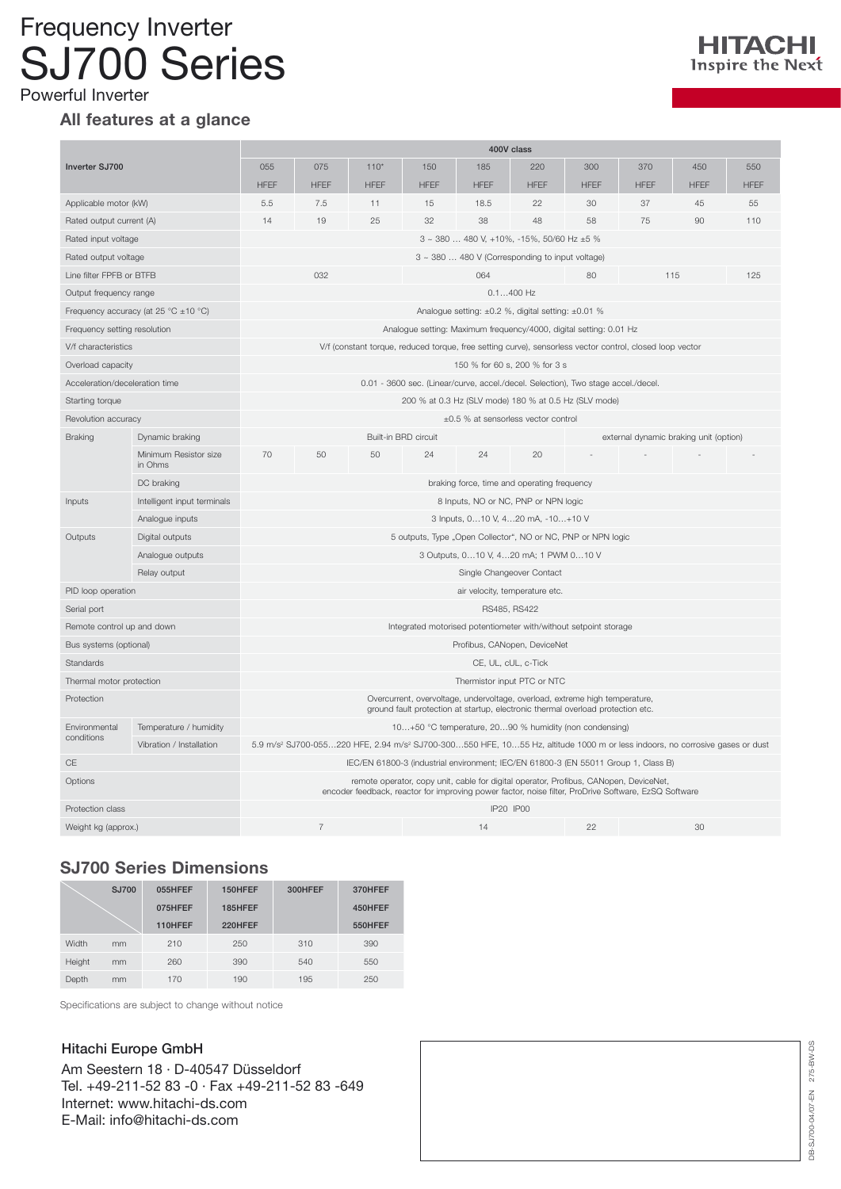# Frequency Inverter
# SJ700 Series
Powerful Inverter

HITACHI
Inspire the Next

## All features at a glance

| Inverter SJ700 | | 400V class | | | | | | | | | |
|---|---|---|---|---|---|---|---|---|---|---|---|
| | | 055 | 075 | 110* | 150 | 185 | 220 | 300 | 370 | 450 | 550 |
| | | HFEF | HFEF | HFEF | HFEF | HFEF | HFEF | HFEF | HFEF | HFEF | HFEF |
| Applicable motor (kW) | | 5.5 | 7.5 | 11 | 15 | 18.5 | 22 | 30 | 37 | 45 | 55 |
| Rated output current (A) | | 14 | 19 | 25 | 32 | 38 | 48 | 58 | 75 | 90 | 110 |
| Rated input voltage | | 3 ~ 380 … 480 V, +10%, -15%, 50/60 Hz ±5 % | | | | | | | | | |
| Rated output voltage | | 3 ~ 380 … 480 V (Corresponding to input voltage) | | | | | | | | | |
| Line filter FPFB or BTFB | | 032 | | | 064 | | | 80 | 115 | | 125 |
| Output frequency range | | 0.1…400 Hz | | | | | | | | | |
| Frequency accuracy (at 25 °C ±10 °C) | | Analogue setting: ±0.2 %, digital setting: ±0.01 % | | | | | | | | | |
| Frequency setting resolution | | Analogue setting: Maximum frequency/4000, digital setting: 0.01 Hz | | | | | | | | | |
| V/f characteristics | | V/f (constant torque, reduced torque, free setting curve), sensorless vector control, closed loop vector | | | | | | | | | |
| Overload capacity | | 150 % for 60 s, 200 % for 3 s | | | | | | | | | |
| Acceleration/deceleration time | | 0.01 - 3600 sec. (Linear/curve, accel./decel. Selection), Two stage accel./decel. | | | | | | | | | |
| Starting torque | | 200 % at 0.3 Hz (SLV mode) 180 % at 0.5 Hz (SLV mode) | | | | | | | | | |
| Revolution accuracy | | ±0.5 % at sensorless vector control | | | | | | | | | |
| Braking | Dynamic braking | Built-in BRD circuit | | | | | | external dynamic braking unit (option) | | | |
| | Minimum Resistor size in Ohms | 70 | 50 | 50 | 24 | 24 | 20 | - | - | - | - |
| | DC braking | braking force, time and operating frequency | | | | | | | | | |
| Inputs | Intelligent input terminals | 8 Inputs, NO or NC, PNP or NPN logic | | | | | | | | | |
| | Analogue inputs | 3 Inputs, 0…10 V, 4…20 mA, -10…+10 V | | | | | | | | | |
| Outputs | Digital outputs | 5 outputs, Type „Open Collector", NO or NC, PNP or NPN logic | | | | | | | | | |
| | Analogue outputs | 3 Outputs, 0…10 V, 4…20 mA; 1 PWM 0…10 V | | | | | | | | | |
| | Relay output | Single Changeover Contact | | | | | | | | | |
| PID loop operation | | air velocity, temperature etc. | | | | | | | | | |
| Serial port | | RS485, RS422 | | | | | | | | | |
| Remote control up and down | | Integrated motorised potentiometer with/without setpoint storage | | | | | | | | | |
| Bus systems (optional) | | Profibus, CANopen, DeviceNet | | | | | | | | | |
| Standards | | CE, UL, cUL, c-Tick | | | | | | | | | |
| Thermal motor protection | | Thermistor input PTC or NTC | | | | | | | | | |
| Protection | | Overcurrent, overvoltage, undervoltage, overload, extreme high temperature, ground fault protection at startup, electronic thermal overload protection etc. | | | | | | | | | |
| Environmental conditions | Temperature / humidity | 10…+50 °C temperature, 20…90 % humidity (non condensing) | | | | | | | | | |
| | Vibration / Installation | 5.9 m/s² SJ700-055…220 HFE, 2.94 m/s² SJ700-300…550 HFE, 10…55 Hz, altitude 1000 m or less indoors, no corrosive gases or dust | | | | | | | | | |
| CE | | IEC/EN 61800-3 (industrial environment; IEC/EN 61800-3 (EN 55011 Group 1, Class B) | | | | | | | | | |
| Options | | remote operator, copy unit, cable for digital operator, Profibus, CANopen, DeviceNet, encoder feedback, reactor for improving power factor, noise filter, ProDrive Software, EzSQ Software | | | | | | | | | |
| Protection class | | IP20 IP00 | | | | | | | | | |
| Weight kg (approx.) | | 7 | | | 14 | | | 22 | 30 | | |

## SJ700 Series Dimensions

| SJ700 | | 055HFEF / 075HFEF / 110HFEF | 150HFEF / 185HFEF / 220HFEF | 300HFEF | 370HFEF / 450HFEF / 550HFEF |
|---|---|---|---|---|---|
| Width | mm | 210 | 250 | 310 | 390 |
| Height | mm | 260 | 390 | 540 | 550 |
| Depth | mm | 170 | 190 | 195 | 250 |

Specifications are subject to change without notice

### Hitachi Europe GmbH

Am Seestern 18 · D-40547 Düsseldorf
Tel. +49-211-52 83 -0 · Fax +49-211-52 83 -649
Internet: www.hitachi-ds.com
E-Mail: info@hitachi-ds.com

DB-SJ700-04/07-EN 275-BW-DS